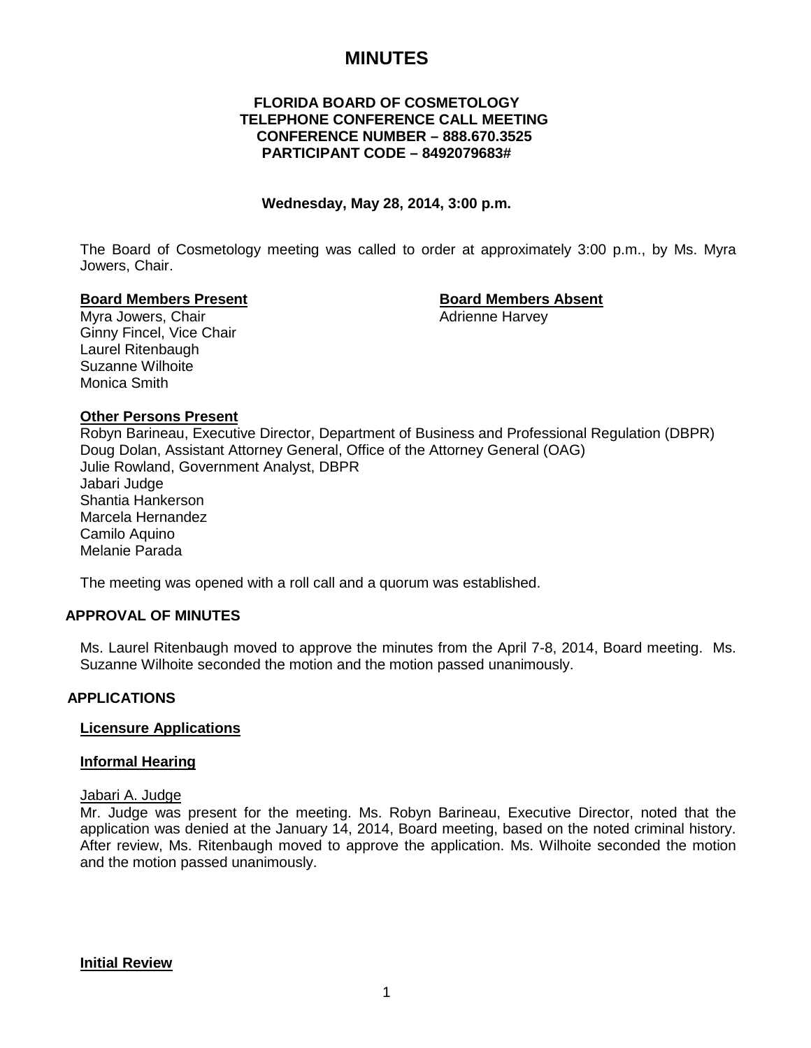# MINUTES

**FLORIDA BOARD OF COSMETOLOGY**
**TELEPHONE CONFERENCE CALL MEETING**
**CONFERENCE NUMBER – 888.670.3525**
**PARTICIPANT CODE – 8492079683#**

**Wednesday, May 28, 2014, 3:00 p.m.**

The Board of Cosmetology meeting was called to order at approximately 3:00 p.m., by Ms. Myra Jowers, Chair.

**Board Members Present**
Myra Jowers, Chair
Ginny Fincel, Vice Chair
Laurel Ritenbaugh
Suzanne Wilhoite
Monica Smith

**Board Members Absent**
Adrienne Harvey

**Other Persons Present**
Robyn Barineau, Executive Director, Department of Business and Professional Regulation (DBPR)
Doug Dolan, Assistant Attorney General, Office of the Attorney General (OAG)
Julie Rowland, Government Analyst, DBPR
Jabari Judge
Shantia Hankerson
Marcela Hernandez
Camilo Aquino
Melanie Parada

The meeting was opened with a roll call and a quorum was established.

## APPROVAL OF MINUTES

Ms. Laurel Ritenbaugh moved to approve the minutes from the April 7-8, 2014, Board meeting. Ms. Suzanne Wilhoite seconded the motion and the motion passed unanimously.

## APPLICATIONS

### Licensure Applications

### Informal Hearing

Jabari A. Judge
Mr. Judge was present for the meeting. Ms. Robyn Barineau, Executive Director, noted that the application was denied at the January 14, 2014, Board meeting, based on the noted criminal history. After review, Ms. Ritenbaugh moved to approve the application. Ms. Wilhoite seconded the motion and the motion passed unanimously.

### Initial Review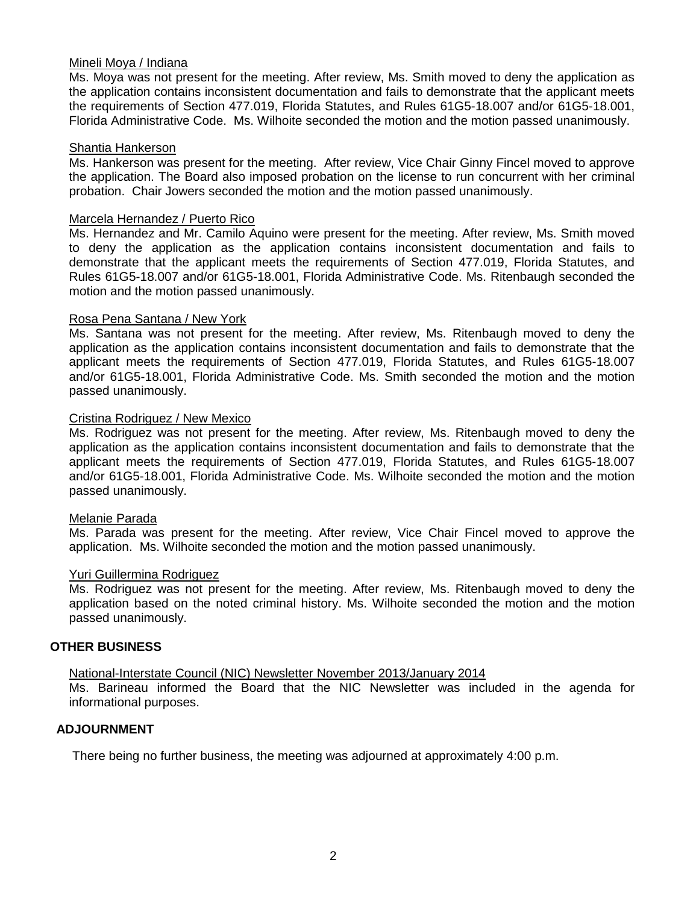Mineli Moya / Indiana

Ms. Moya was not present for the meeting. After review, Ms. Smith moved to deny the application as the application contains inconsistent documentation and fails to demonstrate that the applicant meets the requirements of Section 477.019, Florida Statutes, and Rules 61G5-18.007 and/or 61G5-18.001, Florida Administrative Code. Ms. Wilhoite seconded the motion and the motion passed unanimously.

Shantia Hankerson

Ms. Hankerson was present for the meeting. After review, Vice Chair Ginny Fincel moved to approve the application. The Board also imposed probation on the license to run concurrent with her criminal probation. Chair Jowers seconded the motion and the motion passed unanimously.

Marcela Hernandez / Puerto Rico

Ms. Hernandez and Mr. Camilo Aquino were present for the meeting. After review, Ms. Smith moved to deny the application as the application contains inconsistent documentation and fails to demonstrate that the applicant meets the requirements of Section 477.019, Florida Statutes, and Rules 61G5-18.007 and/or 61G5-18.001, Florida Administrative Code. Ms. Ritenbaugh seconded the motion and the motion passed unanimously.

Rosa Pena Santana / New York

Ms. Santana was not present for the meeting. After review, Ms. Ritenbaugh moved to deny the application as the application contains inconsistent documentation and fails to demonstrate that the applicant meets the requirements of Section 477.019, Florida Statutes, and Rules 61G5-18.007 and/or 61G5-18.001, Florida Administrative Code. Ms. Smith seconded the motion and the motion passed unanimously.

Cristina Rodriguez / New Mexico

Ms. Rodriguez was not present for the meeting. After review, Ms. Ritenbaugh moved to deny the application as the application contains inconsistent documentation and fails to demonstrate that the applicant meets the requirements of Section 477.019, Florida Statutes, and Rules 61G5-18.007 and/or 61G5-18.001, Florida Administrative Code. Ms. Wilhoite seconded the motion and the motion passed unanimously.

Melanie Parada

Ms. Parada was present for the meeting. After review, Vice Chair Fincel moved to approve the application. Ms. Wilhoite seconded the motion and the motion passed unanimously.

Yuri Guillermina Rodriguez

Ms. Rodriguez was not present for the meeting. After review, Ms. Ritenbaugh moved to deny the application based on the noted criminal history. Ms. Wilhoite seconded the motion and the motion passed unanimously.

## OTHER BUSINESS

National-Interstate Council (NIC) Newsletter November 2013/January 2014

Ms. Barineau informed the Board that the NIC Newsletter was included in the agenda for informational purposes.

## ADJOURNMENT

There being no further business, the meeting was adjourned at approximately 4:00 p.m.